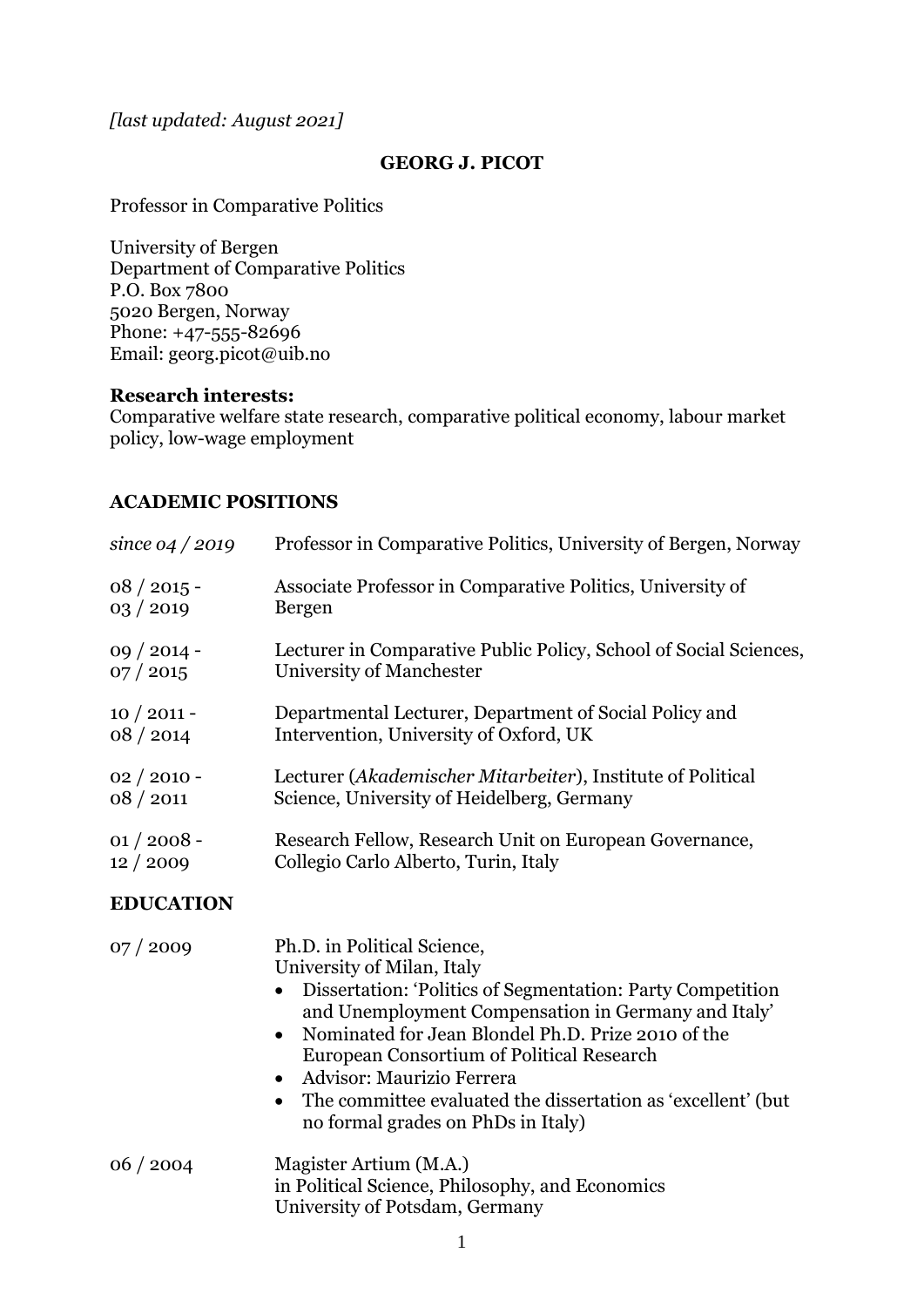*[last updated: August 2021]*

# GEORG J. PICOT

Professor in Comparative Politics

University of Bergen
Department of Comparative Politics
P.O. Box 7800
5020 Bergen, Norway
Phone: +47-555-82696
Email: georg.picot@uib.no

**Research interests:**
Comparative welfare state research, comparative political economy, labour market policy, low-wage employment

## ACADEMIC POSITIONS

| | |
|---|---|
| *since 04 / 2019* | Professor in Comparative Politics, University of Bergen, Norway |
| 08 / 2015 - 03 / 2019 | Associate Professor in Comparative Politics, University of Bergen |
| 09 / 2014 - 07 / 2015 | Lecturer in Comparative Public Policy, School of Social Sciences, University of Manchester |
| 10 / 2011 - 08 / 2014 | Departmental Lecturer, Department of Social Policy and Intervention, University of Oxford, UK |
| 02 / 2010 - 08 / 2011 | Lecturer (*Akademischer Mitarbeiter*), Institute of Political Science, University of Heidelberg, Germany |
| 01 / 2008 - 12 / 2009 | Research Fellow, Research Unit on European Governance, Collegio Carlo Alberto, Turin, Italy |

## EDUCATION

07 / 2009 — Ph.D. in Political Science,
University of Milan, Italy

- Dissertation: 'Politics of Segmentation: Party Competition and Unemployment Compensation in Germany and Italy'
- Nominated for Jean Blondel Ph.D. Prize 2010 of the European Consortium of Political Research
- Advisor: Maurizio Ferrera
- The committee evaluated the dissertation as 'excellent' (but no formal grades on PhDs in Italy)

06 / 2004 — Magister Artium (M.A.)
in Political Science, Philosophy, and Economics
University of Potsdam, Germany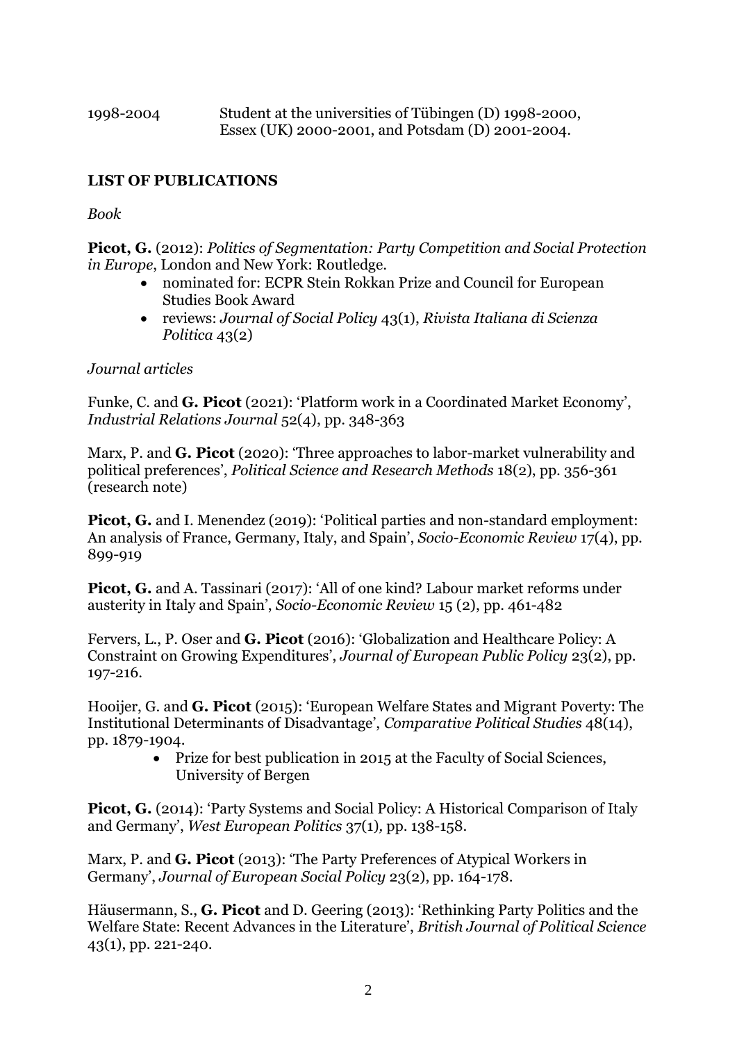1998-2004 Student at the universities of Tübingen (D) 1998-2000, Essex (UK) 2000-2001, and Potsdam (D) 2001-2004.

## LIST OF PUBLICATIONS

*Book*

**Picot, G.** (2012): *Politics of Segmentation: Party Competition and Social Protection in Europe*, London and New York: Routledge.

- nominated for: ECPR Stein Rokkan Prize and Council for European Studies Book Award
- reviews: *Journal of Social Policy* 43(1), *Rivista Italiana di Scienza Politica* 43(2)

*Journal articles*

Funke, C. and **G. Picot** (2021): 'Platform work in a Coordinated Market Economy', *Industrial Relations Journal* 52(4), pp. 348-363

Marx, P. and **G. Picot** (2020): 'Three approaches to labor-market vulnerability and political preferences', *Political Science and Research Methods* 18(2), pp. 356-361 (research note)

**Picot, G.** and I. Menendez (2019): 'Political parties and non-standard employment: An analysis of France, Germany, Italy, and Spain', *Socio-Economic Review* 17(4), pp. 899-919

**Picot, G.** and A. Tassinari (2017): 'All of one kind? Labour market reforms under austerity in Italy and Spain', *Socio-Economic Review* 15 (2), pp. 461-482

Fervers, L., P. Oser and **G. Picot** (2016): 'Globalization and Healthcare Policy: A Constraint on Growing Expenditures', *Journal of European Public Policy* 23(2), pp. 197-216.

Hooijer, G. and **G. Picot** (2015): 'European Welfare States and Migrant Poverty: The Institutional Determinants of Disadvantage', *Comparative Political Studies* 48(14), pp. 1879-1904.

- Prize for best publication in 2015 at the Faculty of Social Sciences, University of Bergen

**Picot, G.** (2014): 'Party Systems and Social Policy: A Historical Comparison of Italy and Germany', *West European Politics* 37(1), pp. 138-158.

Marx, P. and **G. Picot** (2013): 'The Party Preferences of Atypical Workers in Germany', *Journal of European Social Policy* 23(2), pp. 164-178.

Häusermann, S., **G. Picot** and D. Geering (2013): 'Rethinking Party Politics and the Welfare State: Recent Advances in the Literature', *British Journal of Political Science* 43(1), pp. 221-240.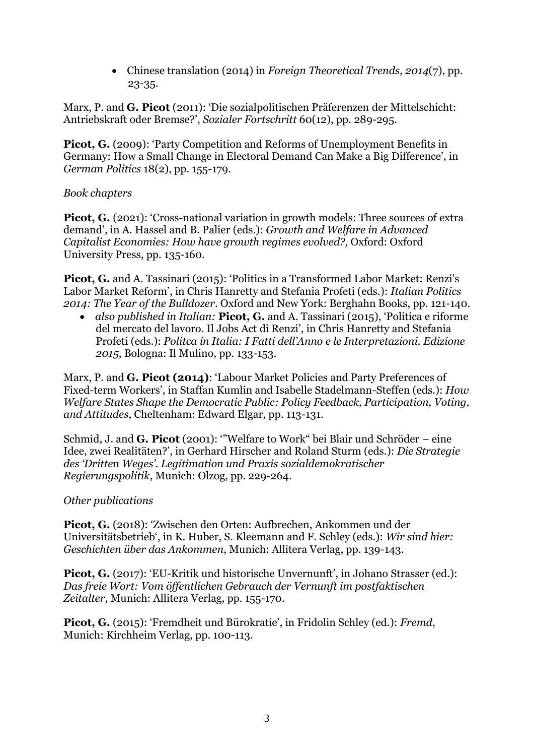- Chinese translation (2014) in *Foreign Theoretical Trends, 2014*(7), pp. 23-35.

Marx, P. and **G. Picot** (2011): 'Die sozialpolitischen Präferenzen der Mittelschicht: Antriebskraft oder Bremse?', *Sozialer Fortschritt* 60(12), pp. 289-295.

**Picot, G.** (2009): 'Party Competition and Reforms of Unemployment Benefits in Germany: How a Small Change in Electoral Demand Can Make a Big Difference', in *German Politics* 18(2), pp. 155-179.

*Book chapters*

**Picot, G.** (2021): 'Cross-national variation in growth models: Three sources of extra demand', in A. Hassel and B. Palier (eds.): *Growth and Welfare in Advanced Capitalist Economies: How have growth regimes evolved?,* Oxford: Oxford University Press, pp. 135-160.

**Picot, G.** and A. Tassinari (2015): 'Politics in a Transformed Labor Market: Renzi's Labor Market Reform', in Chris Hanretty and Stefania Profeti (eds.): *Italian Politics 2014: The Year of the Bulldozer*. Oxford and New York: Berghahn Books, pp. 121-140.

- *also published in Italian:* **Picot, G.** and A. Tassinari (2015), 'Politica e riforme del mercato del lavoro. Il Jobs Act di Renzi', in Chris Hanretty and Stefania Profeti (eds.): *Politca in Italia: I Fatti dell'Anno e le Interpretazioni. Edizione 2015*, Bologna: Il Mulino, pp. 133-153.

Marx, P. and **G. Picot (2014)**: 'Labour Market Policies and Party Preferences of Fixed-term Workers', in Staffan Kumlin and Isabelle Stadelmann-Steffen (eds.): *How Welfare States Shape the Democratic Public: Policy Feedback, Participation, Voting, and Attitudes*, Cheltenham: Edward Elgar, pp. 113-131.

Schmid, J. and **G. Picot** (2001): '"Welfare to Work" bei Blair und Schröder – eine Idee, zwei Realitäten?', in Gerhard Hirscher and Roland Sturm (eds.): *Die Strategie des 'Dritten Weges'. Legitimation und Praxis sozialdemokratischer Regierungspolitik*, Munich: Olzog, pp. 229-264.

*Other publications*

**Picot, G.** (2018): 'Zwischen den Orten: Aufbrechen, Ankommen und der Universitätsbetrieb', in K. Huber, S. Kleemann and F. Schley (eds.): *Wir sind hier: Geschichten über das Ankommen*, Munich: Allitera Verlag, pp. 139-143.

**Picot, G.** (2017): 'EU-Kritik und historische Unvernunft', in Johano Strasser (ed.): *Das freie Wort: Vom öffentlichen Gebrauch der Vernunft im postfaktischen Zeitalter*, Munich: Allitera Verlag, pp. 155-170.

**Picot, G.** (2015): 'Fremdheit und Bürokratie', in Fridolin Schley (ed.): *Fremd*, Munich: Kirchheim Verlag, pp. 100-113.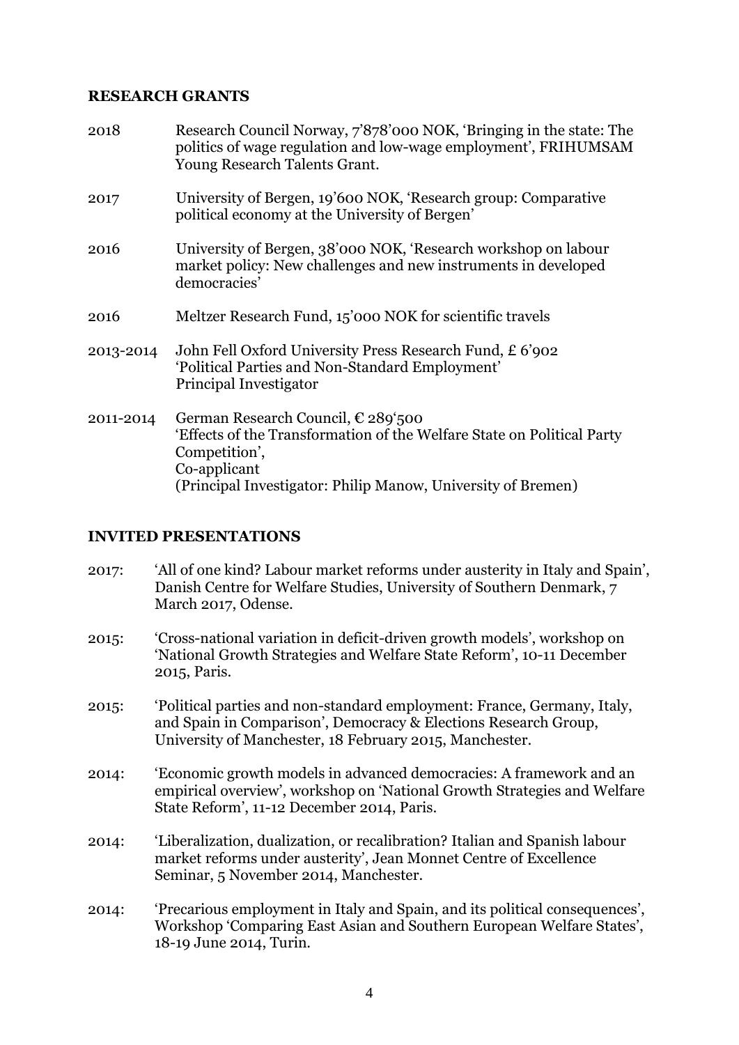## RESEARCH GRANTS

2018 Research Council Norway, 7'878'000 NOK, 'Bringing in the state: The politics of wage regulation and low-wage employment', FRIHUMSAM Young Research Talents Grant.

2017 University of Bergen, 19'600 NOK, 'Research group: Comparative political economy at the University of Bergen'

2016 University of Bergen, 38'000 NOK, 'Research workshop on labour market policy: New challenges and new instruments in developed democracies'

2016 Meltzer Research Fund, 15'000 NOK for scientific travels

2013-2014 John Fell Oxford University Press Research Fund, £ 6'902
'Political Parties and Non-Standard Employment'
Principal Investigator

2011-2014 German Research Council, € 289'500
'Effects of the Transformation of the Welfare State on Political Party Competition',
Co-applicant
(Principal Investigator: Philip Manow, University of Bremen)

## INVITED PRESENTATIONS

2017: 'All of one kind? Labour market reforms under austerity in Italy and Spain', Danish Centre for Welfare Studies, University of Southern Denmark, 7 March 2017, Odense.

2015: 'Cross-national variation in deficit-driven growth models', workshop on 'National Growth Strategies and Welfare State Reform', 10-11 December 2015, Paris.

2015: 'Political parties and non-standard employment: France, Germany, Italy, and Spain in Comparison', Democracy & Elections Research Group, University of Manchester, 18 February 2015, Manchester.

2014: 'Economic growth models in advanced democracies: A framework and an empirical overview', workshop on 'National Growth Strategies and Welfare State Reform', 11-12 December 2014, Paris.

2014: 'Liberalization, dualization, or recalibration? Italian and Spanish labour market reforms under austerity', Jean Monnet Centre of Excellence Seminar, 5 November 2014, Manchester.

2014: 'Precarious employment in Italy and Spain, and its political consequences', Workshop 'Comparing East Asian and Southern European Welfare States', 18-19 June 2014, Turin.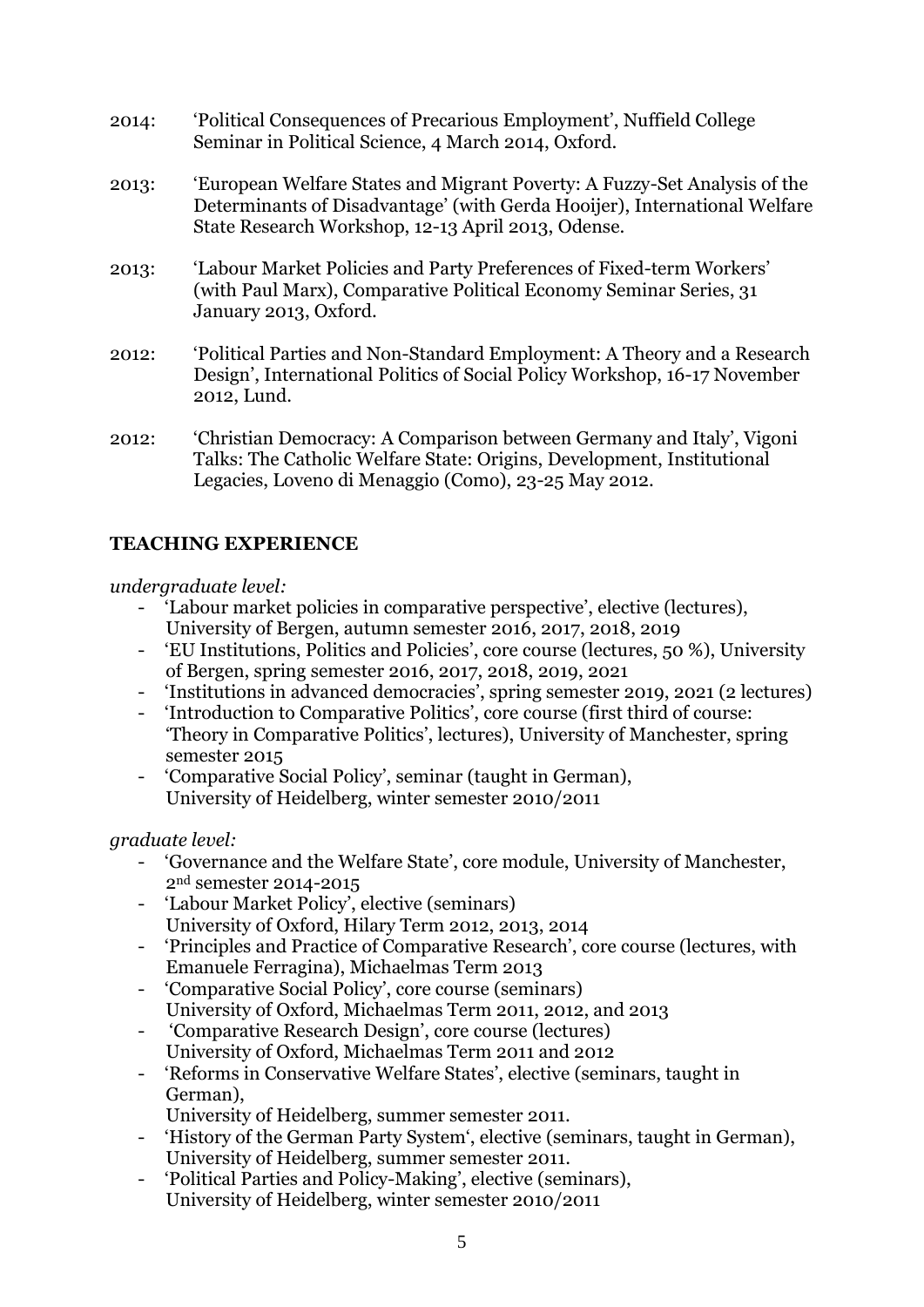2014: 'Political Consequences of Precarious Employment', Nuffield College Seminar in Political Science, 4 March 2014, Oxford.

2013: 'European Welfare States and Migrant Poverty: A Fuzzy-Set Analysis of the Determinants of Disadvantage' (with Gerda Hooijer), International Welfare State Research Workshop, 12-13 April 2013, Odense.

2013: 'Labour Market Policies and Party Preferences of Fixed-term Workers' (with Paul Marx), Comparative Political Economy Seminar Series, 31 January 2013, Oxford.

2012: 'Political Parties and Non-Standard Employment: A Theory and a Research Design', International Politics of Social Policy Workshop, 16-17 November 2012, Lund.

2012: 'Christian Democracy: A Comparison between Germany and Italy', Vigoni Talks: The Catholic Welfare State: Origins, Development, Institutional Legacies, Loveno di Menaggio (Como), 23-25 May 2012.

## TEACHING EXPERIENCE

*undergraduate level:*

- 'Labour market policies in comparative perspective', elective (lectures), University of Bergen, autumn semester 2016, 2017, 2018, 2019
- 'EU Institutions, Politics and Policies', core course (lectures, 50 %), University of Bergen, spring semester 2016, 2017, 2018, 2019, 2021
- 'Institutions in advanced democracies', spring semester 2019, 2021 (2 lectures)
- 'Introduction to Comparative Politics', core course (first third of course: 'Theory in Comparative Politics', lectures), University of Manchester, spring semester 2015
- 'Comparative Social Policy', seminar (taught in German), University of Heidelberg, winter semester 2010/2011

*graduate level:*

- 'Governance and the Welfare State', core module, University of Manchester, 2nd semester 2014-2015
- 'Labour Market Policy', elective (seminars) University of Oxford, Hilary Term 2012, 2013, 2014
- 'Principles and Practice of Comparative Research', core course (lectures, with Emanuele Ferragina), Michaelmas Term 2013
- 'Comparative Social Policy', core course (seminars) University of Oxford, Michaelmas Term 2011, 2012, and 2013
- 'Comparative Research Design', core course (lectures) University of Oxford, Michaelmas Term 2011 and 2012
- 'Reforms in Conservative Welfare States', elective (seminars, taught in German), University of Heidelberg, summer semester 2011.
- 'History of the German Party System', elective (seminars, taught in German), University of Heidelberg, summer semester 2011.
- 'Political Parties and Policy-Making', elective (seminars), University of Heidelberg, winter semester 2010/2011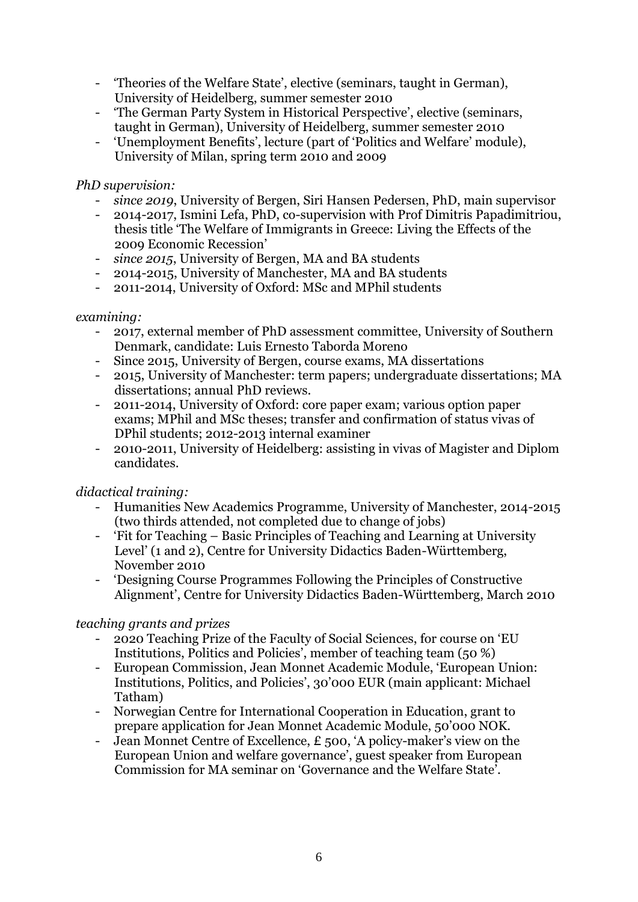- 'Theories of the Welfare State', elective (seminars, taught in German), University of Heidelberg, summer semester 2010
- 'The German Party System in Historical Perspective', elective (seminars, taught in German), University of Heidelberg, summer semester 2010
- 'Unemployment Benefits', lecture (part of 'Politics and Welfare' module), University of Milan, spring term 2010 and 2009

*PhD supervision:*

- *since 2019*, University of Bergen, Siri Hansen Pedersen, PhD, main supervisor
- 2014-2017, Ismini Lefa, PhD, co-supervision with Prof Dimitris Papadimitriou, thesis title 'The Welfare of Immigrants in Greece: Living the Effects of the 2009 Economic Recession'
- *since 2015*, University of Bergen, MA and BA students
- 2014-2015, University of Manchester, MA and BA students
- 2011-2014, University of Oxford: MSc and MPhil students

*examining:*

- 2017, external member of PhD assessment committee, University of Southern Denmark, candidate: Luis Ernesto Taborda Moreno
- Since 2015, University of Bergen, course exams, MA dissertations
- 2015, University of Manchester: term papers; undergraduate dissertations; MA dissertations; annual PhD reviews.
- 2011-2014, University of Oxford: core paper exam; various option paper exams; MPhil and MSc theses; transfer and confirmation of status vivas of DPhil students; 2012-2013 internal examiner
- 2010-2011, University of Heidelberg: assisting in vivas of Magister and Diplom candidates.

*didactical training:*

- Humanities New Academics Programme, University of Manchester, 2014-2015 (two thirds attended, not completed due to change of jobs)
- 'Fit for Teaching – Basic Principles of Teaching and Learning at University Level' (1 and 2), Centre for University Didactics Baden-Württemberg, November 2010
- 'Designing Course Programmes Following the Principles of Constructive Alignment', Centre for University Didactics Baden-Württemberg, March 2010

*teaching grants and prizes*

- 2020 Teaching Prize of the Faculty of Social Sciences, for course on 'EU Institutions, Politics and Policies', member of teaching team (50 %)
- European Commission, Jean Monnet Academic Module, 'European Union: Institutions, Politics, and Policies', 30'000 EUR (main applicant: Michael Tatham)
- Norwegian Centre for International Cooperation in Education, grant to prepare application for Jean Monnet Academic Module, 50'000 NOK.
- Jean Monnet Centre of Excellence, £ 500, 'A policy-maker's view on the European Union and welfare governance', guest speaker from European Commission for MA seminar on 'Governance and the Welfare State'.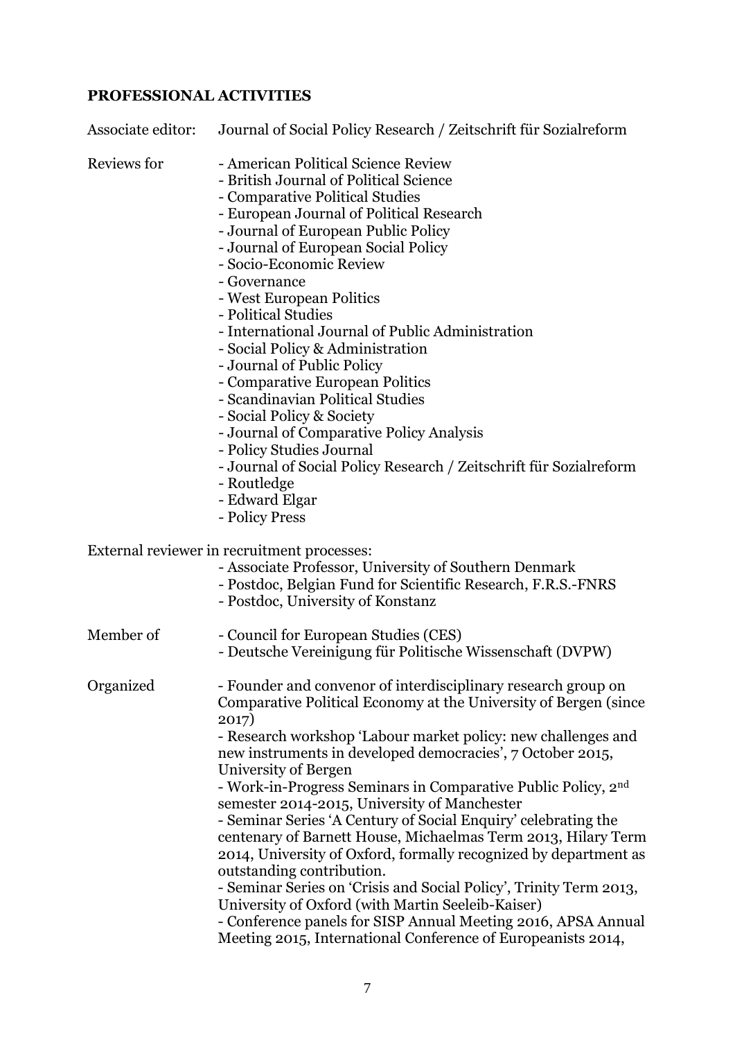## PROFESSIONAL ACTIVITIES

Associate editor: Journal of Social Policy Research / Zeitschrift für Sozialreform

Reviews for

- American Political Science Review
- British Journal of Political Science
- Comparative Political Studies
- European Journal of Political Research
- Journal of European Public Policy
- Journal of European Social Policy
- Socio-Economic Review
- Governance
- West European Politics
- Political Studies
- International Journal of Public Administration
- Social Policy & Administration
- Journal of Public Policy
- Comparative European Politics
- Scandinavian Political Studies
- Social Policy & Society
- Journal of Comparative Policy Analysis
- Policy Studies Journal
- Journal of Social Policy Research / Zeitschrift für Sozialreform
- Routledge
- Edward Elgar
- Policy Press

External reviewer in recruitment processes:

- Associate Professor, University of Southern Denmark
- Postdoc, Belgian Fund for Scientific Research, F.R.S.-FNRS
- Postdoc, University of Konstanz

Member of

- Council for European Studies (CES)
- Deutsche Vereinigung für Politische Wissenschaft (DVPW)

Organized

- Founder and convenor of interdisciplinary research group on Comparative Political Economy at the University of Bergen (since 2017)
- Research workshop 'Labour market policy: new challenges and new instruments in developed democracies', 7 October 2015, University of Bergen
- Work-in-Progress Seminars in Comparative Public Policy, 2nd semester 2014-2015, University of Manchester
- Seminar Series 'A Century of Social Enquiry' celebrating the centenary of Barnett House, Michaelmas Term 2013, Hilary Term 2014, University of Oxford, formally recognized by department as outstanding contribution.
- Seminar Series on 'Crisis and Social Policy', Trinity Term 2013, University of Oxford (with Martin Seeleib-Kaiser)
- Conference panels for SISP Annual Meeting 2016, APSA Annual Meeting 2015, International Conference of Europeanists 2014,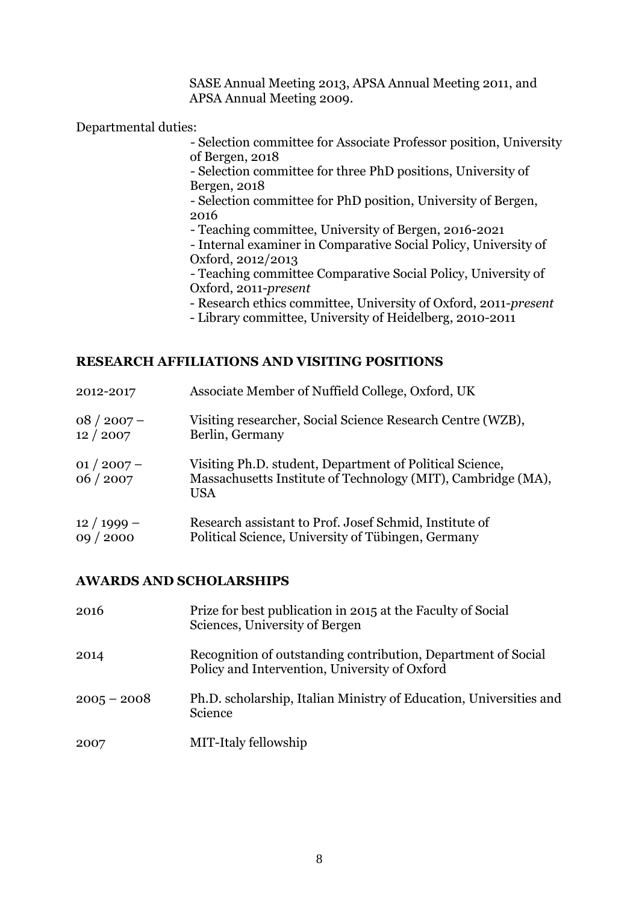SASE Annual Meeting 2013, APSA Annual Meeting 2011, and APSA Annual Meeting 2009.

Departmental duties:

- Selection committee for Associate Professor position, University of Bergen, 2018
- Selection committee for three PhD positions, University of Bergen, 2018
- Selection committee for PhD position, University of Bergen, 2016
- Teaching committee, University of Bergen, 2016-2021
- Internal examiner in Comparative Social Policy, University of Oxford, 2012/2013
- Teaching committee Comparative Social Policy, University of Oxford, 2011-*present*
- Research ethics committee, University of Oxford, 2011-*present*
- Library committee, University of Heidelberg, 2010-2011

## RESEARCH AFFILIATIONS AND VISITING POSITIONS

| | |
|---|---|
| 2012-2017 | Associate Member of Nuffield College, Oxford, UK |
| 08 / 2007 – 12 / 2007 | Visiting researcher, Social Science Research Centre (WZB), Berlin, Germany |
| 01 / 2007 – 06 / 2007 | Visiting Ph.D. student, Department of Political Science, Massachusetts Institute of Technology (MIT), Cambridge (MA), USA |
| 12 / 1999 – 09 / 2000 | Research assistant to Prof. Josef Schmid, Institute of Political Science, University of Tübingen, Germany |

## AWARDS AND SCHOLARSHIPS

| | |
|---|---|
| 2016 | Prize for best publication in 2015 at the Faculty of Social Sciences, University of Bergen |
| 2014 | Recognition of outstanding contribution, Department of Social Policy and Intervention, University of Oxford |
| 2005 – 2008 | Ph.D. scholarship, Italian Ministry of Education, Universities and Science |
| 2007 | MIT-Italy fellowship |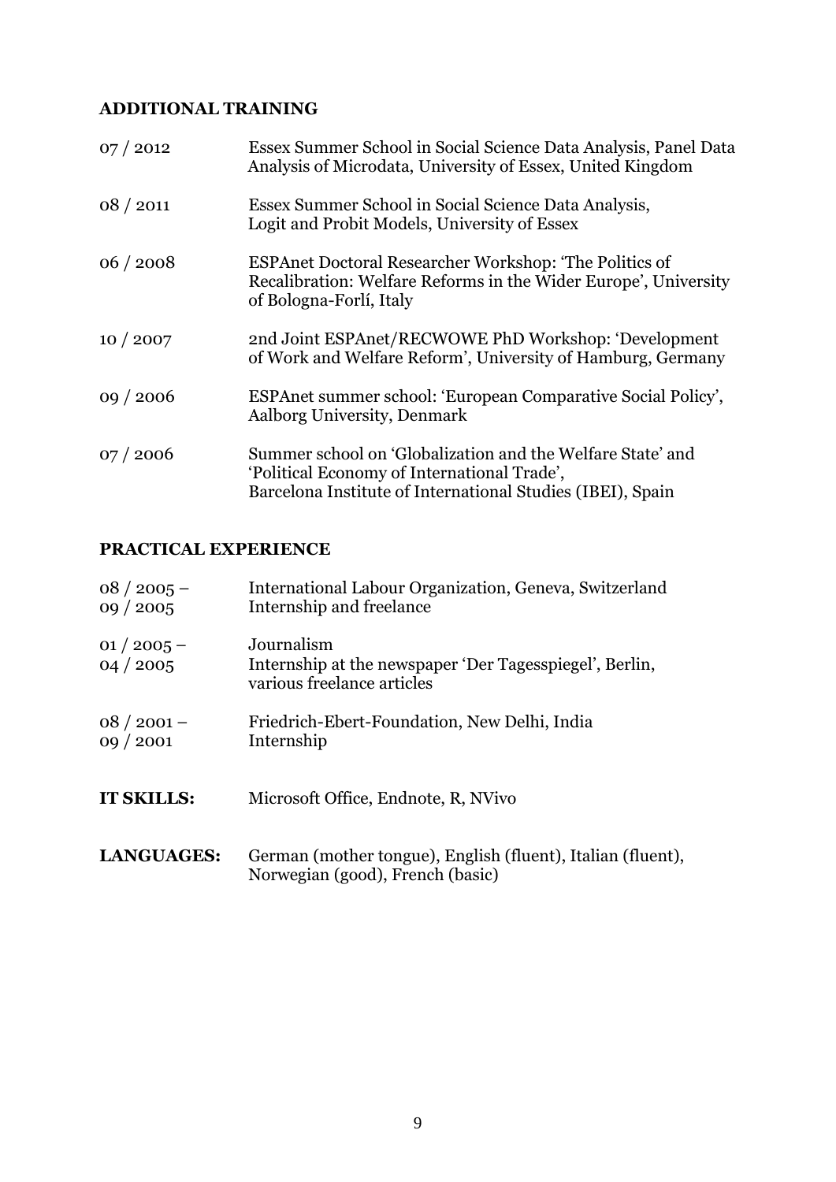## ADDITIONAL TRAINING

| | |
|---|---|
| 07 / 2012 | Essex Summer School in Social Science Data Analysis, Panel Data Analysis of Microdata, University of Essex, United Kingdom |
| 08 / 2011 | Essex Summer School in Social Science Data Analysis, Logit and Probit Models, University of Essex |
| 06 / 2008 | ESPAnet Doctoral Researcher Workshop: 'The Politics of Recalibration: Welfare Reforms in the Wider Europe', University of Bologna-Forlí, Italy |
| 10 / 2007 | 2nd Joint ESPAnet/RECWOWE PhD Workshop: 'Development of Work and Welfare Reform', University of Hamburg, Germany |
| 09 / 2006 | ESPAnet summer school: 'European Comparative Social Policy', Aalborg University, Denmark |
| 07 / 2006 | Summer school on 'Globalization and the Welfare State' and 'Political Economy of International Trade', Barcelona Institute of International Studies (IBEI), Spain |

## PRACTICAL EXPERIENCE

| | |
|---|---|
| 08 / 2005 – 09 / 2005 | International Labour Organization, Geneva, Switzerland<br>Internship and freelance |
| 01 / 2005 – 04 / 2005 | Journalism<br>Internship at the newspaper 'Der Tagesspiegel', Berlin, various freelance articles |
| 08 / 2001 – 09 / 2001 | Friedrich-Ebert-Foundation, New Delhi, India<br>Internship |

**IT SKILLS:** Microsoft Office, Endnote, R, NVivo

**LANGUAGES:** German (mother tongue), English (fluent), Italian (fluent), Norwegian (good), French (basic)